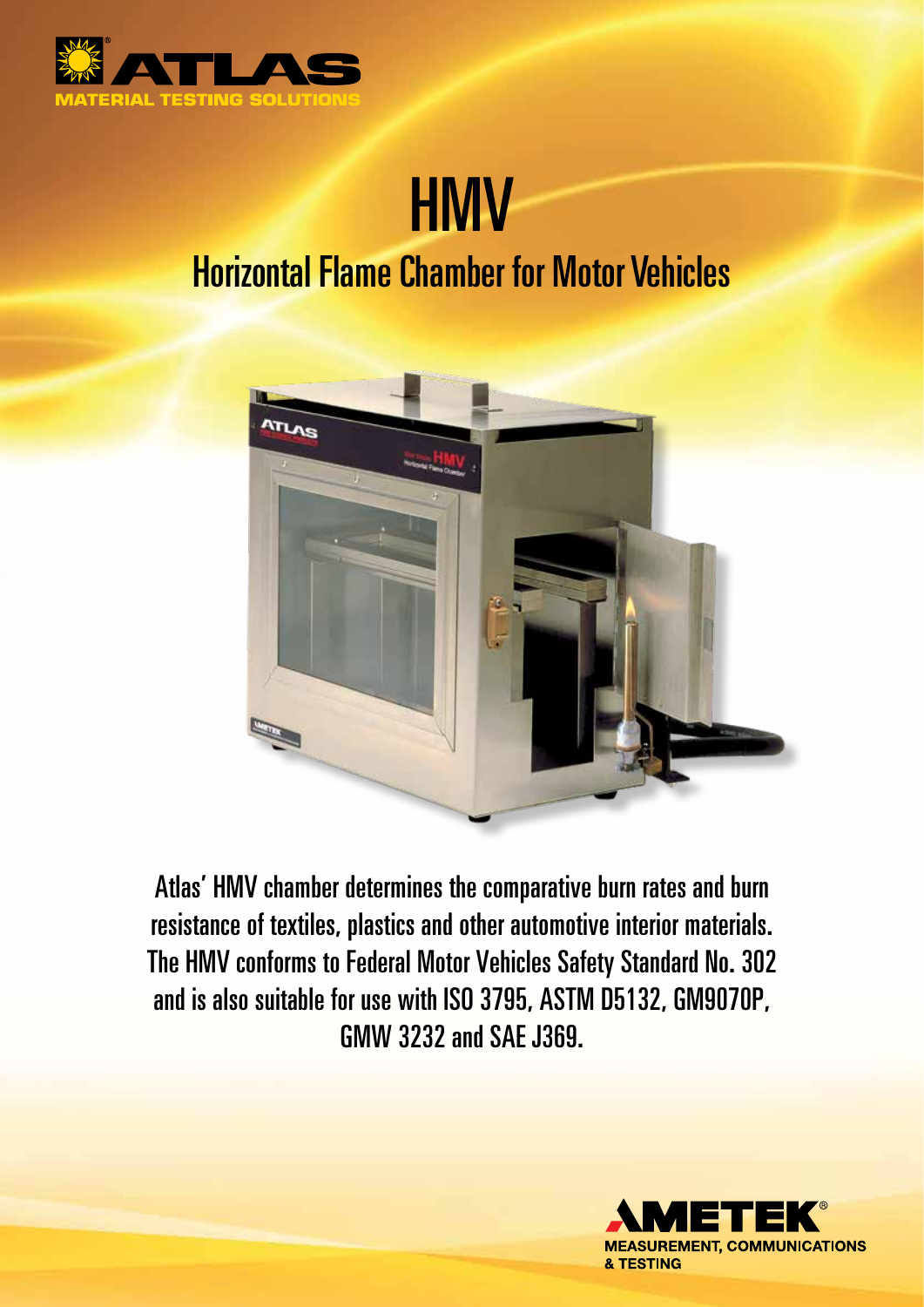ATLAS
MATERIAL TESTING SOLUTIONS

# HMV

## Horizontal Flame Chamber for Motor Vehicles

Atlas' HMV chamber determines the comparative burn rates and burn resistance of textiles, plastics and other automotive interior materials. The HMV conforms to Federal Motor Vehicles Safety Standard No. 302 and is also suitable for use with ISO 3795, ASTM D5132, GM9070P, GMW 3232 and SAE J369.

AMETEK®
MEASUREMENT, COMMUNICATIONS & TESTING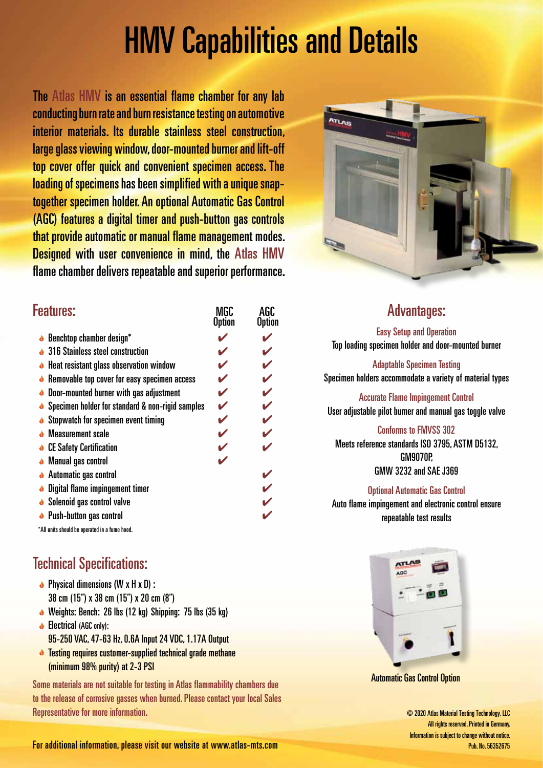# HMV Capabilities and Details

The Atlas HMV is an essential flame chamber for any lab conducting burn rate and burn resistance testing on automotive interior materials. Its durable stainless steel construction, large glass viewing window, door-mounted burner and lift-off top cover offer quick and convenient specimen access. The loading of specimens has been simplified with a unique snap-together specimen holder. An optional Automatic Gas Control (AGC) features a digital timer and push-button gas controls that provide automatic or manual flame management modes. Designed with user convenience in mind, the Atlas HMV flame chamber delivers repeatable and superior performance.

## Features:

| | MGC Option | AGC Option |
|---|---|---|
| Benchtop chamber design* | ✔ | ✔ |
| 316 Stainless steel construction | ✔ | ✔ |
| Heat resistant glass observation window | ✔ | ✔ |
| Removable top cover for easy specimen access | ✔ | ✔ |
| Door-mounted burner with gas adjustment | ✔ | ✔ |
| Specimen holder for standard & non-rigid samples | ✔ | ✔ |
| Stopwatch for specimen event timing | ✔ | ✔ |
| Measurement scale | ✔ | ✔ |
| CE Safety Certification | ✔ | ✔ |
| Manual gas control | ✔ | |
| Automatic gas control | | ✔ |
| Digital flame impingement timer | | ✔ |
| Solenoid gas control valve | | ✔ |
| Push-button gas control | | ✔ |

*All units should be operated in a fume hood.

## Technical Specifications:

- Physical dimensions (W x H x D) :
  38 cm (15") x 38 cm (15") x 20 cm (8")
- Weights: Bench: 26 lbs (12 kg) Shipping: 75 lbs (35 kg)
- Electrical (AGC only):
  95-250 VAC, 47-63 Hz, 0.6A Input 24 VDC, 1.17A Output
- Testing requires customer-supplied technical grade methane (minimum 98% purity) at 2-3 PSI

Some materials are not suitable for testing in Atlas flammability chambers due to the release of corrosive gasses when burned. Please contact your local Sales Representative for more information.

## Advantages:

**Easy Setup and Operation**
Top loading specimen holder and door-mounted burner

**Adaptable Specimen Testing**
Specimen holders accommodate a variety of material types

**Accurate Flame Impingement Control**
User adjustable pilot burner and manual gas toggle valve

**Conforms to FMVSS 302**
Meets reference standards ISO 3795, ASTM D5132, GM9070P, GMW 3232 and SAE J369

**Optional Automatic Gas Control**
Auto flame impingement and electronic control ensure repeatable test results

Automatic Gas Control Option

For additional information, please visit our website at www.atlas-mts.com

© 2020 Atlas Material Testing Technology, LLC
All rights reserved. Printed in Germany.
Information is subject to change without notice.
Pub. No. 56352675